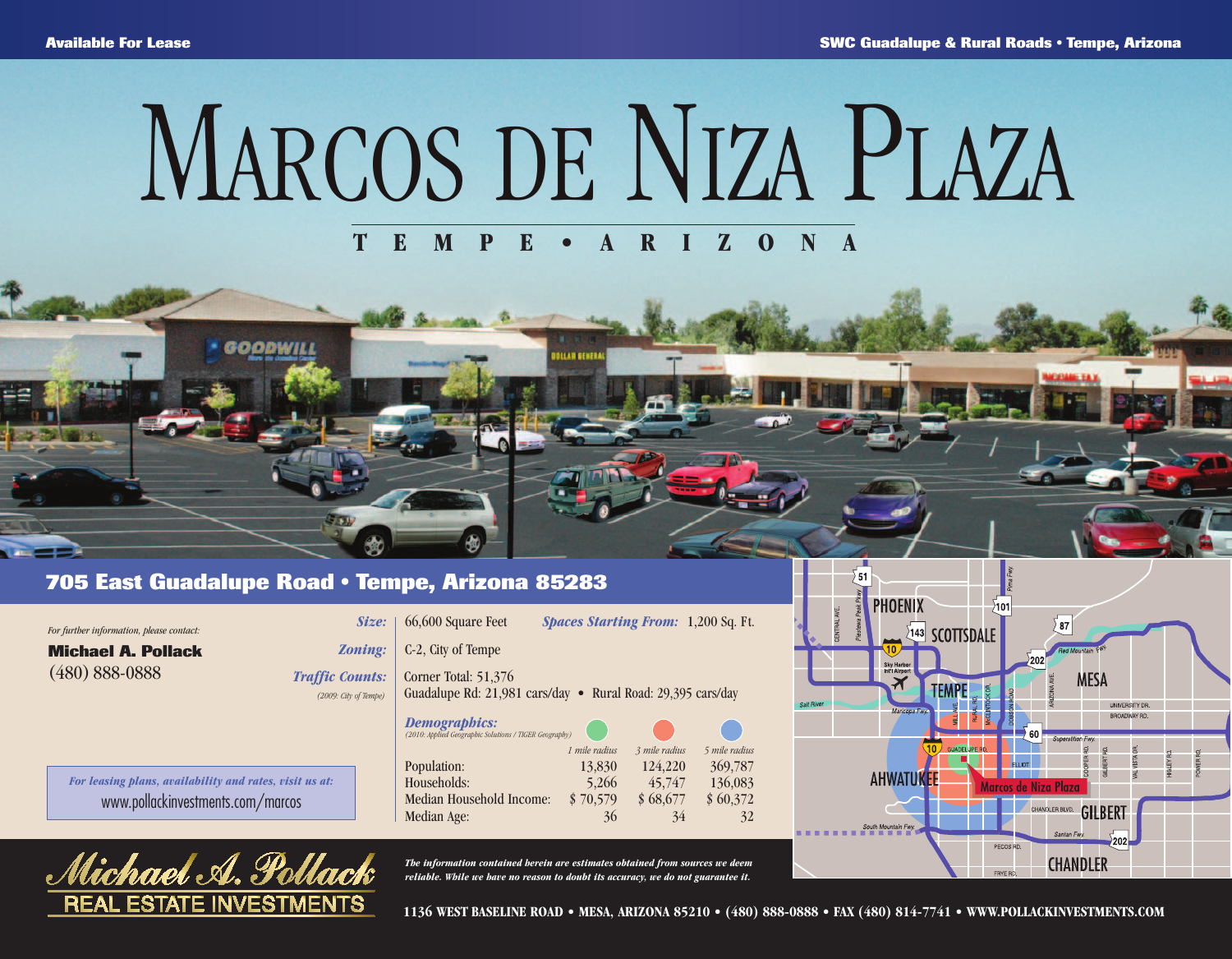Available For Lease

SWC Guadalupe & Rural Roads • Tempe, Arizona

# MARCOS DE NIZA PLAZA

TEMPE • ARIZONA

## 705 East Guadalupe Road • Tempe, Arizona 85283

*For further information, please contact:*

**Michael A. Pollack**
(480) 888-0888

*For leasing plans, availability and rates, visit us at:*
www.pollackinvestments.com/marcos

***Size:*** 66,600 Square Feet ***Spaces Starting From:*** 1,200 Sq. Ft.

***Zoning:*** C-2, City of Tempe

***Traffic Counts:*** *(2009: City of Tempe)*
Corner Total: 51,376
Guadalupe Rd: 21,981 cars/day • Rural Road: 29,395 cars/day

***Demographics:*** *(2010: Applied Geographic Solutions / TIGER Geography)*

| | 1 mile radius | 3 mile radius | 5 mile radius |
|---|---|---|---|
| Population: | 13,830 | 124,220 | 369,787 |
| Households: | 5,266 | 45,747 | 136,083 |
| Median Household Income: | $ 70,579 | $ 68,677 | $ 60,372 |
| Median Age: | 36 | 34 | 32 |

Michael A. Pollack
REAL ESTATE INVESTMENTS

***The information contained herein are estimates obtained from sources we deem reliable. While we have no reason to doubt its accuracy, we do not guarantee it.***

1136 WEST BASELINE ROAD • MESA, ARIZONA 85210 • (480) 888-0888 • FAX (480) 814-7741 • WWW.POLLACKINVESTMENTS.COM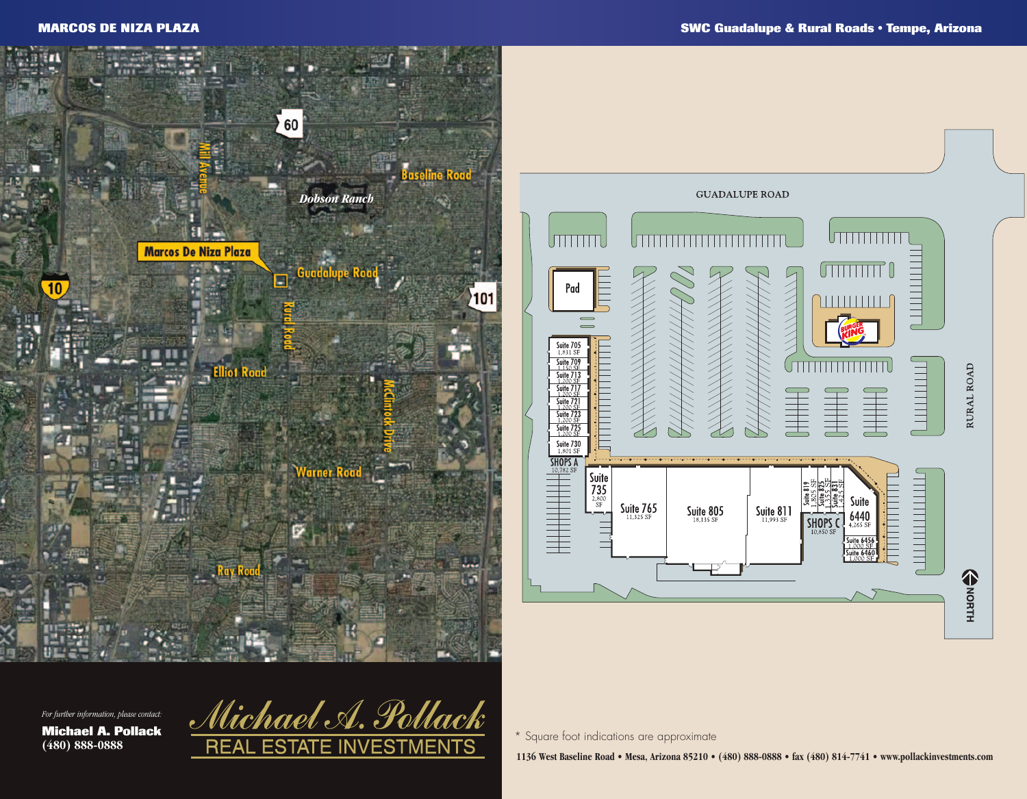# MARCOS DE NIZA PLAZA

**SWC Guadalupe & Rural Roads • Tempe, Arizona**

60

Mill Avenue

Baseline Road

Dobson Ranch

Marcos De Niza Plaza

Guadalupe Road

10

101

Rural Road

Elliot Road

McClintock Drive

Warner Road

Ray Road

GUADALUPE ROAD

RURAL ROAD

NORTH

Pad

Suite 705 1,831 SF

Suite 709 1,150 SF

Suite 713 1,200 SF

Suite 717 1,200 SF

Suite 721 1,200 SF

Suite 723 1,200 SF

Suite 725 1,200 SF

Suite 730 1,801 SF

SHOPS A 10,782 SF

Suite 735 2,800 SF

Suite 765 11,325 SF

Suite 805 18,135 SF

Suite 811 11,993 SF

Suite 819 1,805 SF

Suite 825 1,355 SF

Suite 831 1,425 SF

SHOPS C 10,850 SF

Suite 6440 4,265 SF

Suite 6456 1,000 SF

Suite 6460 1,000 SF

*For further information, please contact:*

**Michael A. Pollack**
(480) 888-0888

*Michael A. Pollack*
REAL ESTATE INVESTMENTS

\* Square foot indications are approximate

1136 West Baseline Road • Mesa, Arizona 85210 • (480) 888-0888 • fax (480) 814-7741 • www.pollackinvestments.com